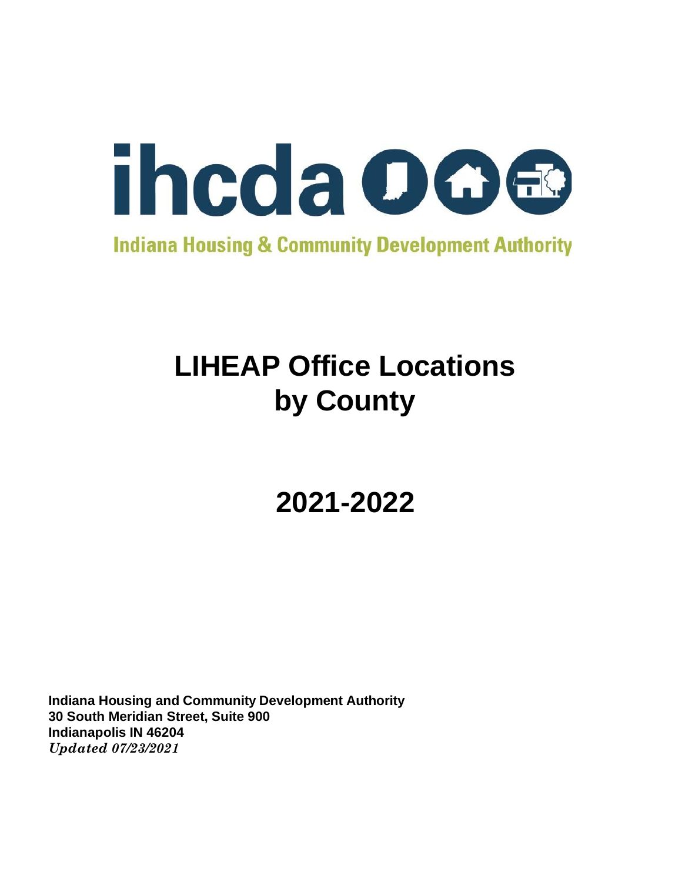ihcda

Indiana Housing & Community Development Authority

# LIHEAP Office Locations by County

# 2021-2022

**Indiana Housing and Community Development Authority**
**30 South Meridian Street, Suite 900**
**Indianapolis IN 46204**
***Updated 07/23/2021***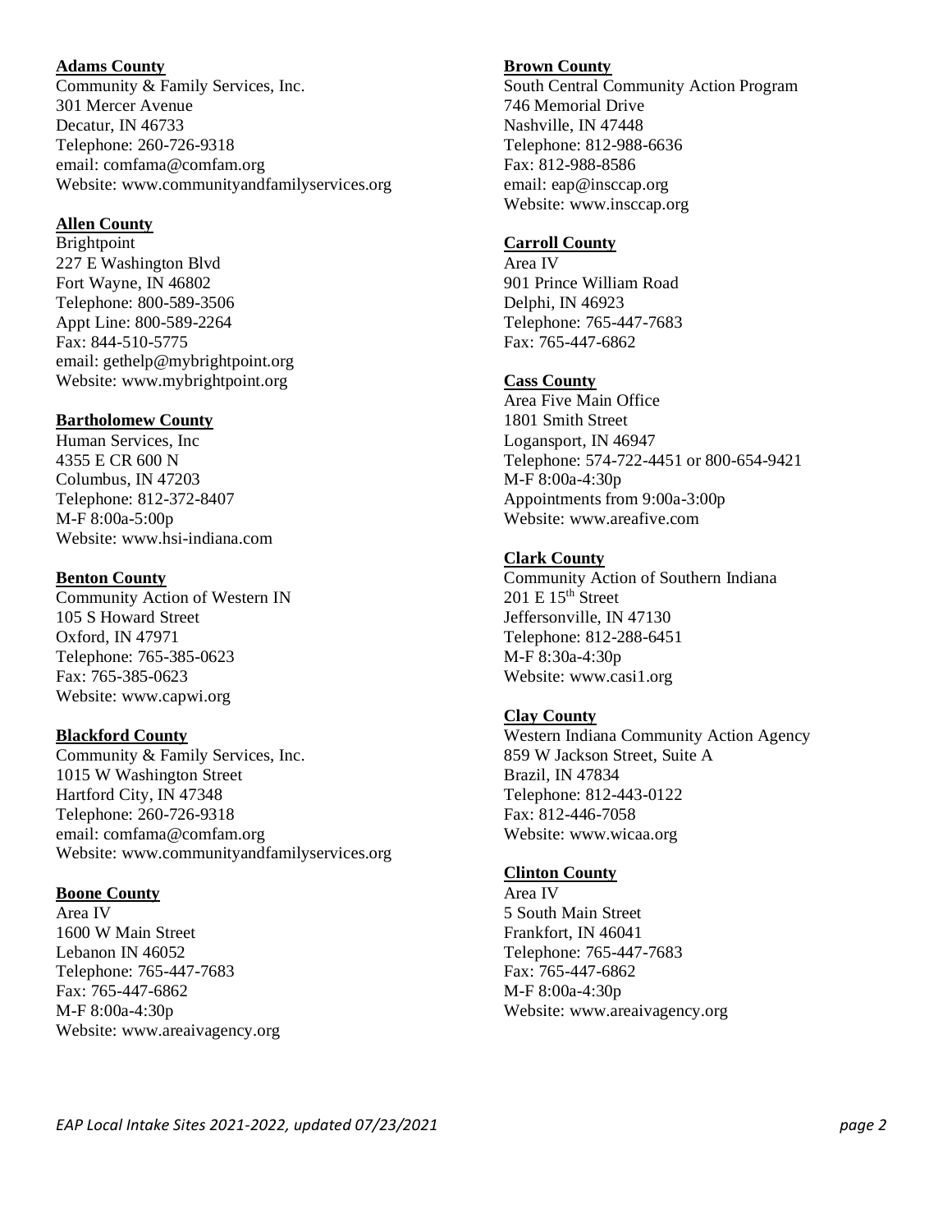**Adams County**
Community & Family Services, Inc.
301 Mercer Avenue
Decatur, IN 46733
Telephone: 260-726-9318
email: comfama@comfam.org
Website: www.communityandfamilyservices.org

**Allen County**
Brightpoint
227 E Washington Blvd
Fort Wayne, IN 46802
Telephone: 800-589-3506
Appt Line: 800-589-2264
Fax: 844-510-5775
email: gethelp@mybrightpoint.org
Website: www.mybrightpoint.org

**Bartholomew County**
Human Services, Inc
4355 E CR 600 N
Columbus, IN 47203
Telephone: 812-372-8407
M-F 8:00a-5:00p
Website: www.hsi-indiana.com

**Benton County**
Community Action of Western IN
105 S Howard Street
Oxford, IN 47971
Telephone: 765-385-0623
Fax: 765-385-0623
Website: www.capwi.org

**Blackford County**
Community & Family Services, Inc.
1015 W Washington Street
Hartford City, IN 47348
Telephone: 260-726-9318
email: comfama@comfam.org
Website: www.communityandfamilyservices.org

**Boone County**
Area IV
1600 W Main Street
Lebanon IN 46052
Telephone: 765-447-7683
Fax: 765-447-6862
M-F 8:00a-4:30p
Website: www.areaivagency.org

**Brown County**
South Central Community Action Program
746 Memorial Drive
Nashville, IN 47448
Telephone: 812-988-6636
Fax: 812-988-8586
email: eap@insccap.org
Website: www.insccap.org

**Carroll County**
Area IV
901 Prince William Road
Delphi, IN 46923
Telephone: 765-447-7683
Fax: 765-447-6862

**Cass County**
Area Five Main Office
1801 Smith Street
Logansport, IN 46947
Telephone: 574-722-4451 or 800-654-9421
M-F 8:00a-4:30p
Appointments from 9:00a-3:00p
Website: www.areafive.com

**Clark County**
Community Action of Southern Indiana
201 E 15th Street
Jeffersonville, IN 47130
Telephone: 812-288-6451
M-F 8:30a-4:30p
Website: www.casi1.org

**Clay County**
Western Indiana Community Action Agency
859 W Jackson Street, Suite A
Brazil, IN 47834
Telephone: 812-443-0122
Fax: 812-446-7058
Website: www.wicaa.org

**Clinton County**
Area IV
5 South Main Street
Frankfort, IN 46041
Telephone: 765-447-7683
Fax: 765-447-6862
M-F 8:00a-4:30p
Website: www.areaivagency.org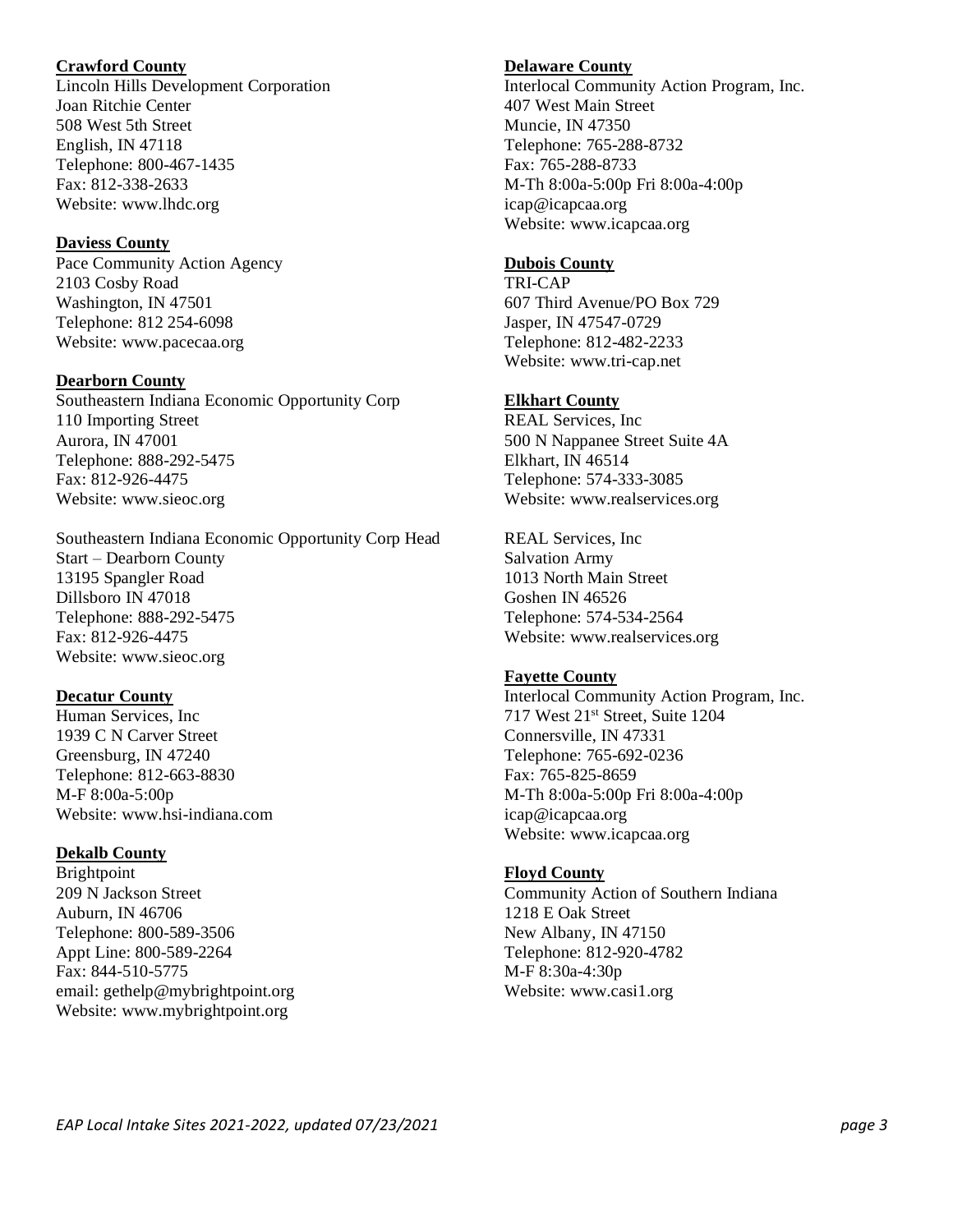**Crawford County**
Lincoln Hills Development Corporation
Joan Ritchie Center
508 West 5th Street
English, IN 47118
Telephone: 800-467-1435
Fax: 812-338-2633
Website: www.lhdc.org

**Daviess County**
Pace Community Action Agency
2103 Cosby Road
Washington, IN 47501
Telephone: 812 254-6098
Website: www.pacecaa.org

**Dearborn County**
Southeastern Indiana Economic Opportunity Corp
110 Importing Street
Aurora, IN 47001
Telephone: 888-292-5475
Fax: 812-926-4475
Website: www.sieoc.org

Southeastern Indiana Economic Opportunity Corp Head Start – Dearborn County
13195 Spangler Road
Dillsboro IN 47018
Telephone: 888-292-5475
Fax: 812-926-4475
Website: www.sieoc.org

**Decatur County**
Human Services, Inc
1939 C N Carver Street
Greensburg, IN 47240
Telephone: 812-663-8830
M-F 8:00a-5:00p
Website: www.hsi-indiana.com

**Dekalb County**
Brightpoint
209 N Jackson Street
Auburn, IN 46706
Telephone: 800-589-3506
Appt Line: 800-589-2264
Fax: 844-510-5775
email: gethelp@mybrightpoint.org
Website: www.mybrightpoint.org

**Delaware County**
Interlocal Community Action Program, Inc.
407 West Main Street
Muncie, IN 47350
Telephone: 765-288-8732
Fax: 765-288-8733
M-Th 8:00a-5:00p Fri 8:00a-4:00p
icap@icapcaa.org
Website: www.icapcaa.org

**Dubois County**
TRI-CAP
607 Third Avenue/PO Box 729
Jasper, IN 47547-0729
Telephone: 812-482-2233
Website: www.tri-cap.net

**Elkhart County**
REAL Services, Inc
500 N Nappanee Street Suite 4A
Elkhart, IN 46514
Telephone: 574-333-3085
Website: www.realservices.org

REAL Services, Inc
Salvation Army
1013 North Main Street
Goshen IN 46526
Telephone: 574-534-2564
Website: www.realservices.org

**Fayette County**
Interlocal Community Action Program, Inc.
717 West 21st Street, Suite 1204
Connersville, IN 47331
Telephone: 765-692-0236
Fax: 765-825-8659
M-Th 8:00a-5:00p Fri 8:00a-4:00p
icap@icapcaa.org
Website: www.icapcaa.org

**Floyd County**
Community Action of Southern Indiana
1218 E Oak Street
New Albany, IN 47150
Telephone: 812-920-4782
M-F 8:30a-4:30p
Website: www.casi1.org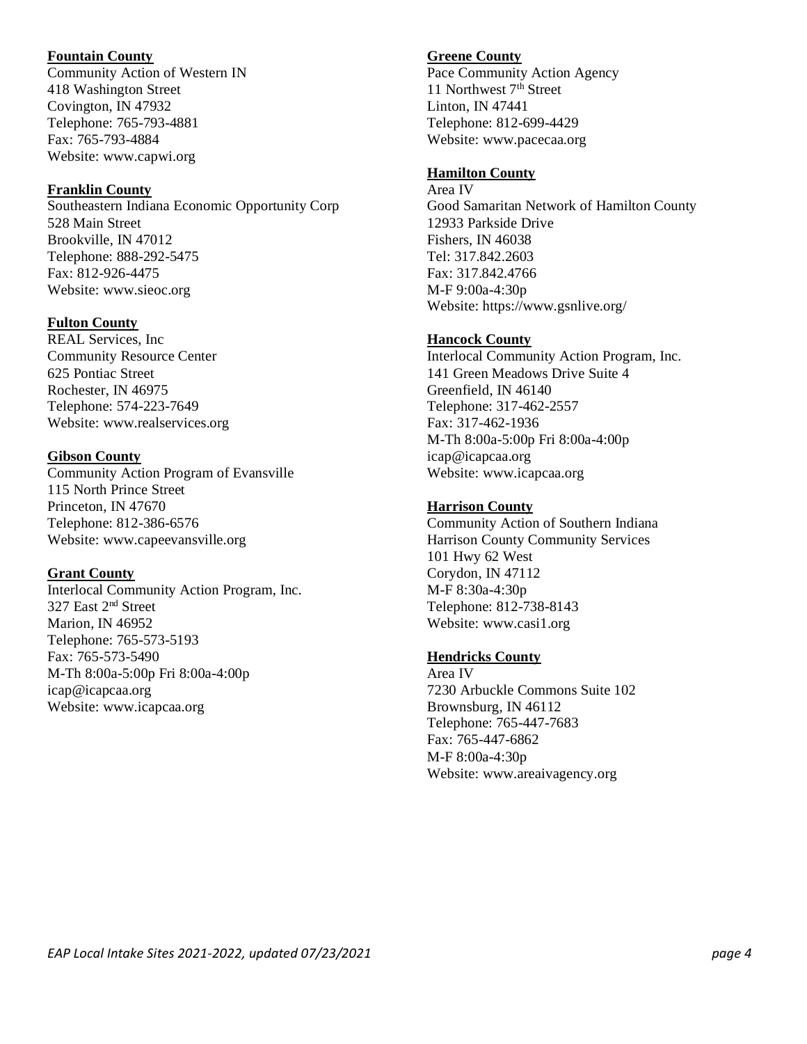**Fountain County**
Community Action of Western IN
418 Washington Street
Covington, IN 47932
Telephone: 765-793-4881
Fax: 765-793-4884
Website: www.capwi.org

**Franklin County**
Southeastern Indiana Economic Opportunity Corp
528 Main Street
Brookville, IN 47012
Telephone: 888-292-5475
Fax: 812-926-4475
Website: www.sieoc.org

**Fulton County**
REAL Services, Inc
Community Resource Center
625 Pontiac Street
Rochester, IN 46975
Telephone: 574-223-7649
Website: www.realservices.org

**Gibson County**
Community Action Program of Evansville
115 North Prince Street
Princeton, IN 47670
Telephone: 812-386-6576
Website: www.capeevansville.org

**Grant County**
Interlocal Community Action Program, Inc.
327 East 2nd Street
Marion, IN 46952
Telephone: 765-573-5193
Fax: 765-573-5490
M-Th 8:00a-5:00p Fri 8:00a-4:00p
icap@icapcaa.org
Website: www.icapcaa.org

**Greene County**
Pace Community Action Agency
11 Northwest 7th Street
Linton, IN 47441
Telephone: 812-699-4429
Website: www.pacecaa.org

**Hamilton County**
Area IV
Good Samaritan Network of Hamilton County
12933 Parkside Drive
Fishers, IN 46038
Tel: 317.842.2603
Fax: 317.842.4766
M-F 9:00a-4:30p
Website: https://www.gsnlive.org/

**Hancock County**
Interlocal Community Action Program, Inc.
141 Green Meadows Drive Suite 4
Greenfield, IN 46140
Telephone: 317-462-2557
Fax: 317-462-1936
M-Th 8:00a-5:00p Fri 8:00a-4:00p
icap@icapcaa.org
Website: www.icapcaa.org

**Harrison County**
Community Action of Southern Indiana
Harrison County Community Services
101 Hwy 62 West
Corydon, IN 47112
M-F 8:30a-4:30p
Telephone: 812-738-8143
Website: www.casi1.org

**Hendricks County**
Area IV
7230 Arbuckle Commons Suite 102
Brownsburg, IN 46112
Telephone: 765-447-7683
Fax: 765-447-6862
M-F 8:00a-4:30p
Website: www.areaivagency.org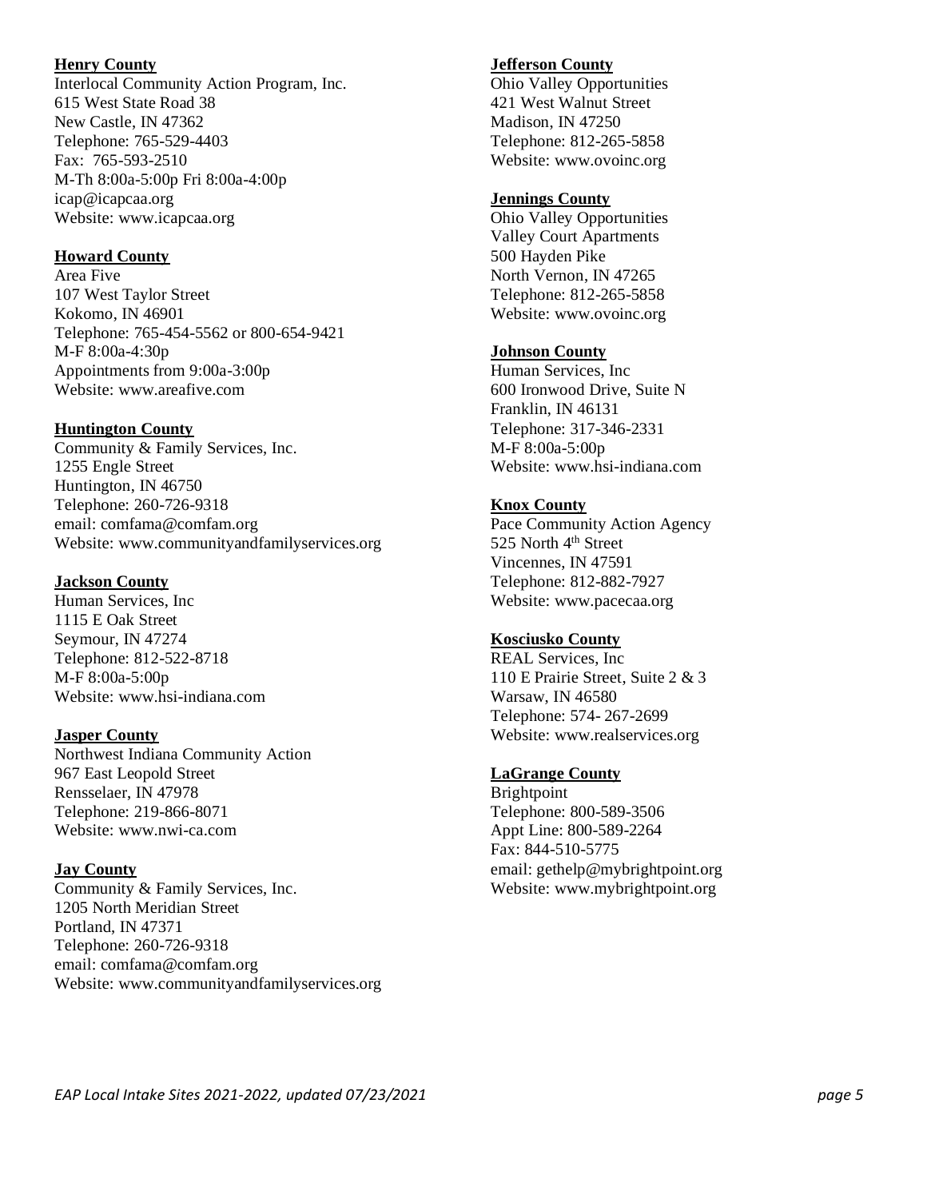**Henry County**
Interlocal Community Action Program, Inc.
615 West State Road 38
New Castle, IN 47362
Telephone: 765-529-4403
Fax: 765-593-2510
M-Th 8:00a-5:00p Fri 8:00a-4:00p
icap@icapcaa.org
Website: www.icapcaa.org

**Howard County**
Area Five
107 West Taylor Street
Kokomo, IN 46901
Telephone: 765-454-5562 or 800-654-9421
M-F 8:00a-4:30p
Appointments from 9:00a-3:00p
Website: www.areafive.com

**Huntington County**
Community & Family Services, Inc.
1255 Engle Street
Huntington, IN 46750
Telephone: 260-726-9318
email: comfama@comfam.org
Website: www.communityandfamilyservices.org

**Jackson County**
Human Services, Inc
1115 E Oak Street
Seymour, IN 47274
Telephone: 812-522-8718
M-F 8:00a-5:00p
Website: www.hsi-indiana.com

**Jasper County**
Northwest Indiana Community Action
967 East Leopold Street
Rensselaer, IN 47978
Telephone: 219-866-8071
Website: www.nwi-ca.com

**Jay County**
Community & Family Services, Inc.
1205 North Meridian Street
Portland, IN 47371
Telephone: 260-726-9318
email: comfama@comfam.org
Website: www.communityandfamilyservices.org

**Jefferson County**
Ohio Valley Opportunities
421 West Walnut Street
Madison, IN 47250
Telephone: 812-265-5858
Website: www.ovoinc.org

**Jennings County**
Ohio Valley Opportunities
Valley Court Apartments
500 Hayden Pike
North Vernon, IN 47265
Telephone: 812-265-5858
Website: www.ovoinc.org

**Johnson County**
Human Services, Inc
600 Ironwood Drive, Suite N
Franklin, IN 46131
Telephone: 317-346-2331
M-F 8:00a-5:00p
Website: www.hsi-indiana.com

**Knox County**
Pace Community Action Agency
525 North 4th Street
Vincennes, IN 47591
Telephone: 812-882-7927
Website: www.pacecaa.org

**Kosciusko County**
REAL Services, Inc
110 E Prairie Street, Suite 2 & 3
Warsaw, IN 46580
Telephone: 574- 267-2699
Website: www.realservices.org

**LaGrange County**
Brightpoint
Telephone: 800-589-3506
Appt Line: 800-589-2264
Fax: 844-510-5775
email: gethelp@mybrightpoint.org
Website: www.mybrightpoint.org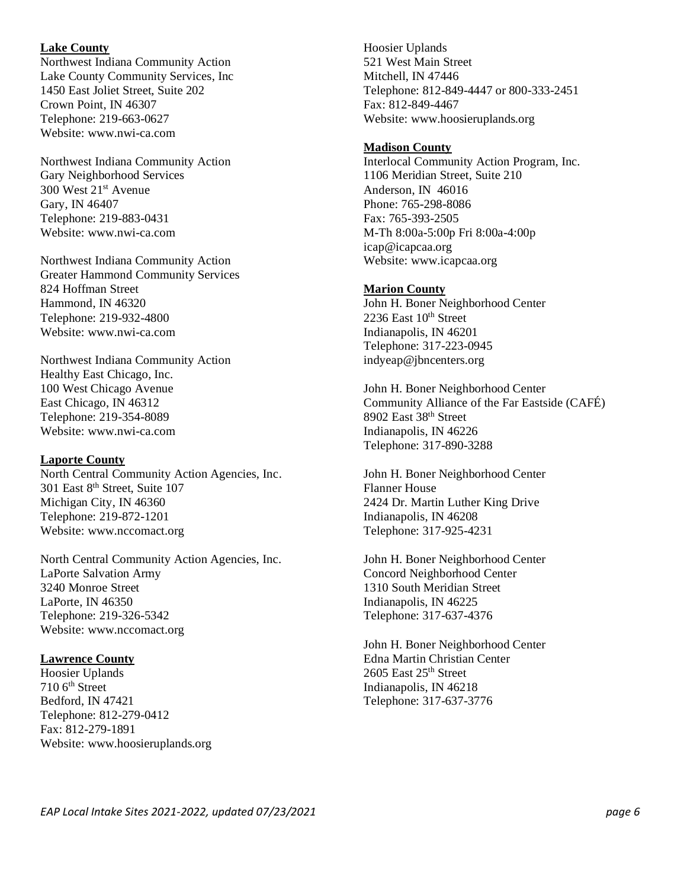**Lake County**
Northwest Indiana Community Action
Lake County Community Services, Inc
1450 East Joliet Street, Suite 202
Crown Point, IN 46307
Telephone: 219-663-0627
Website: www.nwi-ca.com

Northwest Indiana Community Action
Gary Neighborhood Services
300 West 21st Avenue
Gary, IN 46407
Telephone: 219-883-0431
Website: www.nwi-ca.com

Northwest Indiana Community Action
Greater Hammond Community Services
824 Hoffman Street
Hammond, IN 46320
Telephone: 219-932-4800
Website: www.nwi-ca.com

Northwest Indiana Community Action
Healthy East Chicago, Inc.
100 West Chicago Avenue
East Chicago, IN 46312
Telephone: 219-354-8089
Website: www.nwi-ca.com

**Laporte County**
North Central Community Action Agencies, Inc.
301 East 8th Street, Suite 107
Michigan City, IN 46360
Telephone: 219-872-1201
Website: www.nccomact.org

North Central Community Action Agencies, Inc.
LaPorte Salvation Army
3240 Monroe Street
LaPorte, IN 46350
Telephone: 219-326-5342
Website: www.nccomact.org

**Lawrence County**
Hoosier Uplands
710 6th Street
Bedford, IN 47421
Telephone: 812-279-0412
Fax: 812-279-1891
Website: www.hoosieruplands.org

Hoosier Uplands
521 West Main Street
Mitchell, IN 47446
Telephone: 812-849-4447 or 800-333-2451
Fax: 812-849-4467
Website: www.hoosieruplands.org

**Madison County**
Interlocal Community Action Program, Inc.
1106 Meridian Street, Suite 210
Anderson, IN 46016
Phone: 765-298-8086
Fax: 765-393-2505
M-Th 8:00a-5:00p Fri 8:00a-4:00p
icap@icapcaa.org
Website: www.icapcaa.org

**Marion County**
John H. Boner Neighborhood Center
2236 East 10th Street
Indianapolis, IN 46201
Telephone: 317-223-0945
indyeap@jbncenters.org

John H. Boner Neighborhood Center
Community Alliance of the Far Eastside (CAFÉ)
8902 East 38th Street
Indianapolis, IN 46226
Telephone: 317-890-3288

John H. Boner Neighborhood Center
Flanner House
2424 Dr. Martin Luther King Drive
Indianapolis, IN 46208
Telephone: 317-925-4231

John H. Boner Neighborhood Center
Concord Neighborhood Center
1310 South Meridian Street
Indianapolis, IN 46225
Telephone: 317-637-4376

John H. Boner Neighborhood Center
Edna Martin Christian Center
2605 East 25th Street
Indianapolis, IN 46218
Telephone: 317-637-3776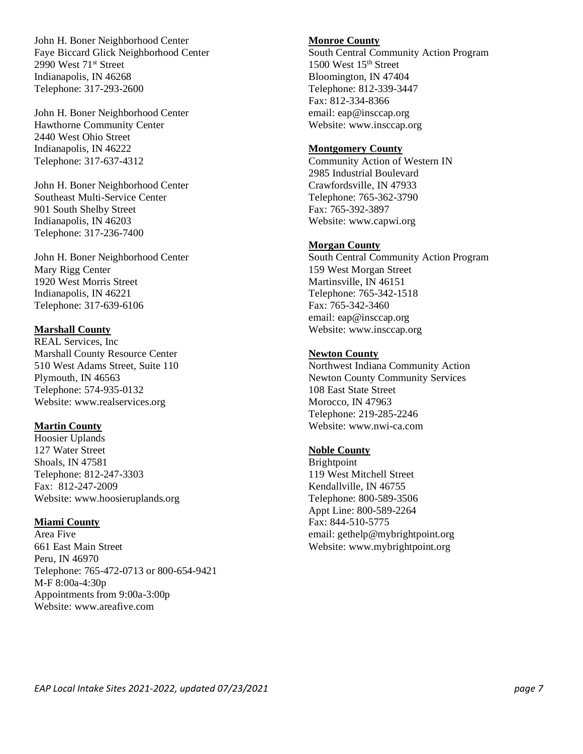John H. Boner Neighborhood Center
Faye Biccard Glick Neighborhood Center
2990 West 71st Street
Indianapolis, IN 46268
Telephone: 317-293-2600

John H. Boner Neighborhood Center
Hawthorne Community Center
2440 West Ohio Street
Indianapolis, IN 46222
Telephone: 317-637-4312

John H. Boner Neighborhood Center
Southeast Multi-Service Center
901 South Shelby Street
Indianapolis, IN 46203
Telephone: 317-236-7400

John H. Boner Neighborhood Center
Mary Rigg Center
1920 West Morris Street
Indianapolis, IN 46221
Telephone: 317-639-6106

**Marshall County**
REAL Services, Inc
Marshall County Resource Center
510 West Adams Street, Suite 110
Plymouth, IN 46563
Telephone: 574-935-0132
Website: www.realservices.org

**Martin County**
Hoosier Uplands
127 Water Street
Shoals, IN 47581
Telephone: 812-247-3303
Fax: 812-247-2009
Website: www.hoosieruplands.org

**Miami County**
Area Five
661 East Main Street
Peru, IN 46970
Telephone: 765-472-0713 or 800-654-9421
M-F 8:00a-4:30p
Appointments from 9:00a-3:00p
Website: www.areafive.com

**Monroe County**
South Central Community Action Program
1500 West 15th Street
Bloomington, IN 47404
Telephone: 812-339-3447
Fax: 812-334-8366
email: eap@insccap.org
Website: www.insccap.org

**Montgomery County**
Community Action of Western IN
2985 Industrial Boulevard
Crawfordsville, IN 47933
Telephone: 765-362-3790
Fax: 765-392-3897
Website: www.capwi.org

**Morgan County**
South Central Community Action Program
159 West Morgan Street
Martinsville, IN 46151
Telephone: 765-342-1518
Fax: 765-342-3460
email: eap@insccap.org
Website: www.insccap.org

**Newton County**
Northwest Indiana Community Action
Newton County Community Services
108 East State Street
Morocco, IN 47963
Telephone: 219-285-2246
Website: www.nwi-ca.com

**Noble County**
Brightpoint
119 West Mitchell Street
Kendallville, IN 46755
Telephone: 800-589-3506
Appt Line: 800-589-2264
Fax: 844-510-5775
email: gethelp@mybrightpoint.org
Website: www.mybrightpoint.org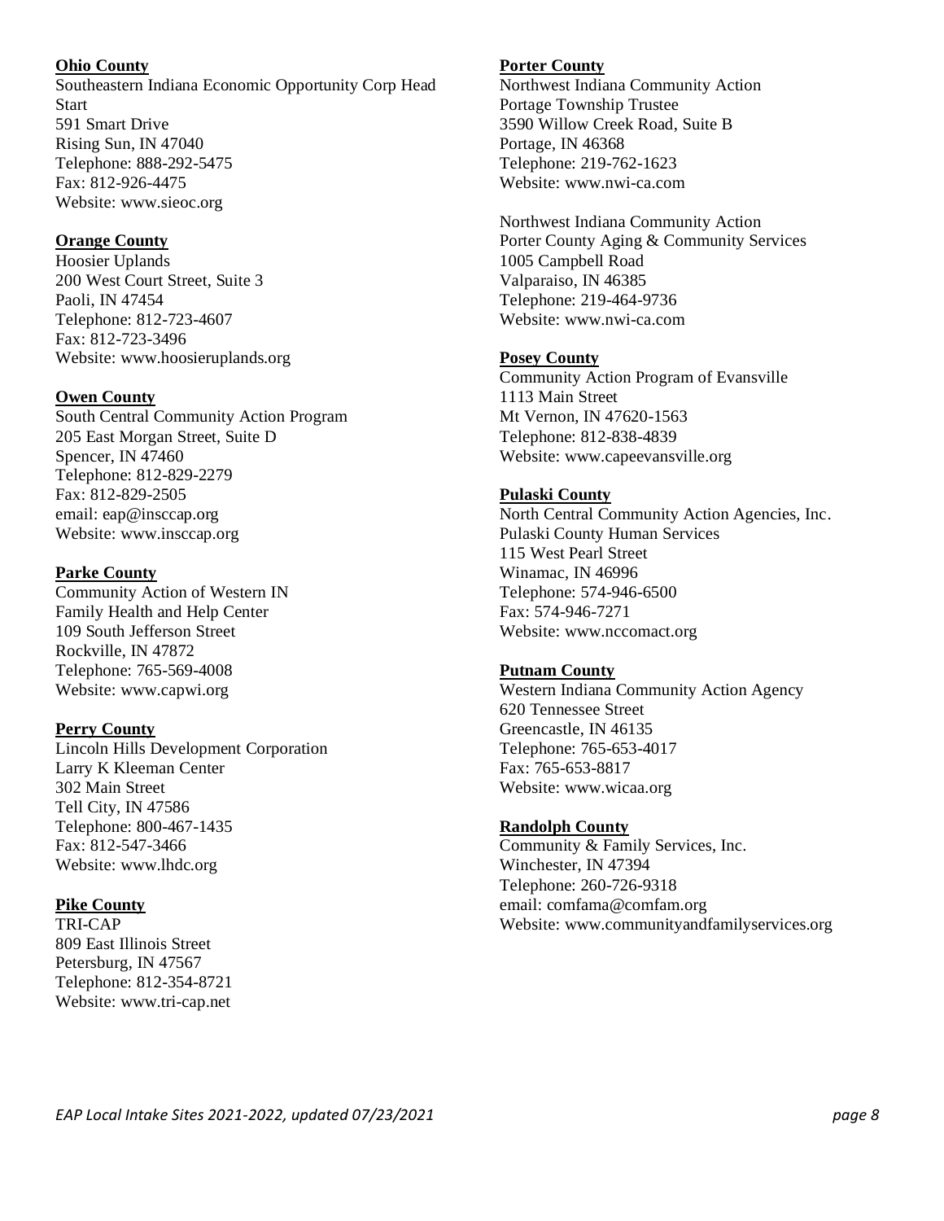**Ohio County**
Southeastern Indiana Economic Opportunity Corp Head Start
591 Smart Drive
Rising Sun, IN 47040
Telephone: 888-292-5475
Fax: 812-926-4475
Website: www.sieoc.org

**Orange County**
Hoosier Uplands
200 West Court Street, Suite 3
Paoli, IN 47454
Telephone: 812-723-4607
Fax: 812-723-3496
Website: www.hoosieruplands.org

**Owen County**
South Central Community Action Program
205 East Morgan Street, Suite D
Spencer, IN 47460
Telephone: 812-829-2279
Fax: 812-829-2505
email: eap@insccap.org
Website: www.insccap.org

**Parke County**
Community Action of Western IN
Family Health and Help Center
109 South Jefferson Street
Rockville, IN 47872
Telephone: 765-569-4008
Website: www.capwi.org

**Perry County**
Lincoln Hills Development Corporation
Larry K Kleeman Center
302 Main Street
Tell City, IN 47586
Telephone: 800-467-1435
Fax: 812-547-3466
Website: www.lhdc.org

**Pike County**
TRI-CAP
809 East Illinois Street
Petersburg, IN 47567
Telephone: 812-354-8721
Website: www.tri-cap.net

**Porter County**
Northwest Indiana Community Action
Portage Township Trustee
3590 Willow Creek Road, Suite B
Portage, IN 46368
Telephone: 219-762-1623
Website: www.nwi-ca.com

Northwest Indiana Community Action
Porter County Aging & Community Services
1005 Campbell Road
Valparaiso, IN 46385
Telephone: 219-464-9736
Website: www.nwi-ca.com

**Posey County**
Community Action Program of Evansville
1113 Main Street
Mt Vernon, IN 47620-1563
Telephone: 812-838-4839
Website: www.capeevansville.org

**Pulaski County**
North Central Community Action Agencies, Inc.
Pulaski County Human Services
115 West Pearl Street
Winamac, IN 46996
Telephone: 574-946-6500
Fax: 574-946-7271
Website: www.nccomact.org

**Putnam County**
Western Indiana Community Action Agency
620 Tennessee Street
Greencastle, IN 46135
Telephone: 765-653-4017
Fax: 765-653-8817
Website: www.wicaa.org

**Randolph County**
Community & Family Services, Inc.
Winchester, IN 47394
Telephone: 260-726-9318
email: comfama@comfam.org
Website: www.communityandfamilyservices.org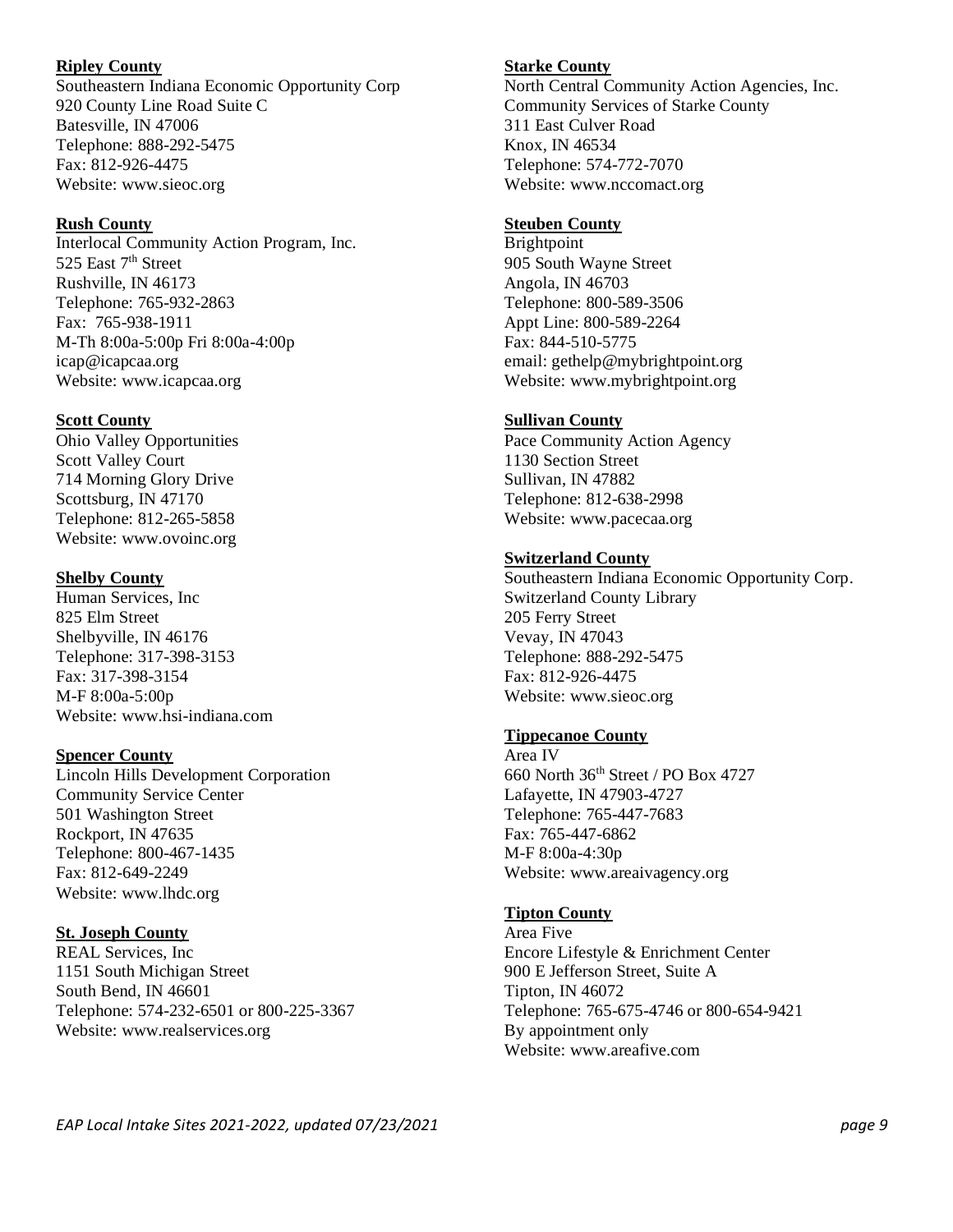**Ripley County**
Southeastern Indiana Economic Opportunity Corp
920 County Line Road Suite C
Batesville, IN 47006
Telephone: 888-292-5475
Fax: 812-926-4475
Website: www.sieoc.org

**Rush County**
Interlocal Community Action Program, Inc.
525 East 7th Street
Rushville, IN 46173
Telephone: 765-932-2863
Fax: 765-938-1911
M-Th 8:00a-5:00p Fri 8:00a-4:00p
icap@icapcaa.org
Website: www.icapcaa.org

**Scott County**
Ohio Valley Opportunities
Scott Valley Court
714 Morning Glory Drive
Scottsburg, IN 47170
Telephone: 812-265-5858
Website: www.ovoinc.org

**Shelby County**
Human Services, Inc
825 Elm Street
Shelbyville, IN 46176
Telephone: 317-398-3153
Fax: 317-398-3154
M-F 8:00a-5:00p
Website: www.hsi-indiana.com

**Spencer County**
Lincoln Hills Development Corporation
Community Service Center
501 Washington Street
Rockport, IN 47635
Telephone: 800-467-1435
Fax: 812-649-2249
Website: www.lhdc.org

**St. Joseph County**
REAL Services, Inc
1151 South Michigan Street
South Bend, IN 46601
Telephone: 574-232-6501 or 800-225-3367
Website: www.realservices.org

**Starke County**
North Central Community Action Agencies, Inc.
Community Services of Starke County
311 East Culver Road
Knox, IN 46534
Telephone: 574-772-7070
Website: www.nccomact.org

**Steuben County**
Brightpoint
905 South Wayne Street
Angola, IN 46703
Telephone: 800-589-3506
Appt Line: 800-589-2264
Fax: 844-510-5775
email: gethelp@mybrightpoint.org
Website: www.mybrightpoint.org

**Sullivan County**
Pace Community Action Agency
1130 Section Street
Sullivan, IN 47882
Telephone: 812-638-2998
Website: www.pacecaa.org

**Switzerland County**
Southeastern Indiana Economic Opportunity Corp.
Switzerland County Library
205 Ferry Street
Vevay, IN 47043
Telephone: 888-292-5475
Fax: 812-926-4475
Website: www.sieoc.org

**Tippecanoe County**
Area IV
660 North 36th Street / PO Box 4727
Lafayette, IN 47903-4727
Telephone: 765-447-7683
Fax: 765-447-6862
M-F 8:00a-4:30p
Website: www.areaivagency.org

**Tipton County**
Area Five
Encore Lifestyle & Enrichment Center
900 E Jefferson Street, Suite A
Tipton, IN 46072
Telephone: 765-675-4746 or 800-654-9421
By appointment only
Website: www.areafive.com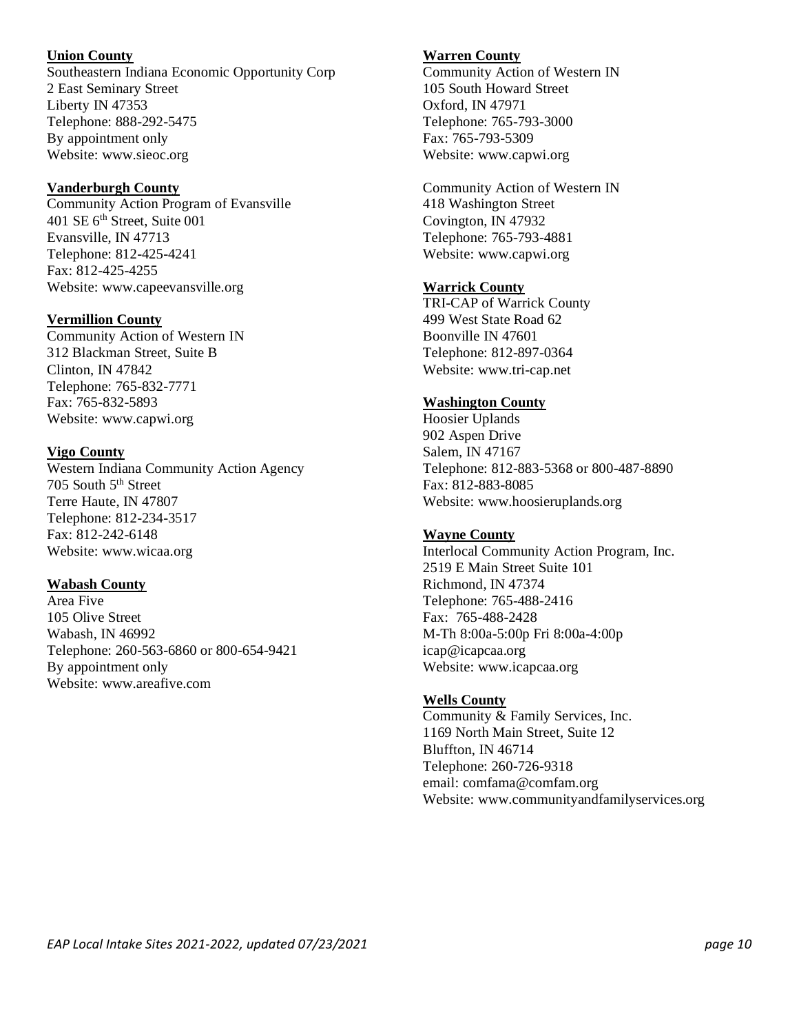**Union County**
Southeastern Indiana Economic Opportunity Corp
2 East Seminary Street
Liberty IN 47353
Telephone: 888-292-5475
By appointment only
Website: www.sieoc.org

**Vanderburgh County**
Community Action Program of Evansville
401 SE 6th Street, Suite 001
Evansville, IN 47713
Telephone: 812-425-4241
Fax: 812-425-4255
Website: www.capeevansville.org

**Vermillion County**
Community Action of Western IN
312 Blackman Street, Suite B
Clinton, IN 47842
Telephone: 765-832-7771
Fax: 765-832-5893
Website: www.capwi.org

**Vigo County**
Western Indiana Community Action Agency
705 South 5th Street
Terre Haute, IN 47807
Telephone: 812-234-3517
Fax: 812-242-6148
Website: www.wicaa.org

**Wabash County**
Area Five
105 Olive Street
Wabash, IN 46992
Telephone: 260-563-6860 or 800-654-9421
By appointment only
Website: www.areafive.com

**Warren County**
Community Action of Western IN
105 South Howard Street
Oxford, IN 47971
Telephone: 765-793-3000
Fax: 765-793-5309
Website: www.capwi.org

Community Action of Western IN
418 Washington Street
Covington, IN 47932
Telephone: 765-793-4881
Website: www.capwi.org

**Warrick County**
TRI-CAP of Warrick County
499 West State Road 62
Boonville IN 47601
Telephone: 812-897-0364
Website: www.tri-cap.net

**Washington County**
Hoosier Uplands
902 Aspen Drive
Salem, IN 47167
Telephone: 812-883-5368 or 800-487-8890
Fax: 812-883-8085
Website: www.hoosieruplands.org

**Wayne County**
Interlocal Community Action Program, Inc.
2519 E Main Street Suite 101
Richmond, IN 47374
Telephone: 765-488-2416
Fax: 765-488-2428
M-Th 8:00a-5:00p Fri 8:00a-4:00p
icap@icapcaa.org
Website: www.icapcaa.org

**Wells County**
Community & Family Services, Inc.
1169 North Main Street, Suite 12
Bluffton, IN 46714
Telephone: 260-726-9318
email: comfama@comfam.org
Website: www.communityandfamilyservices.org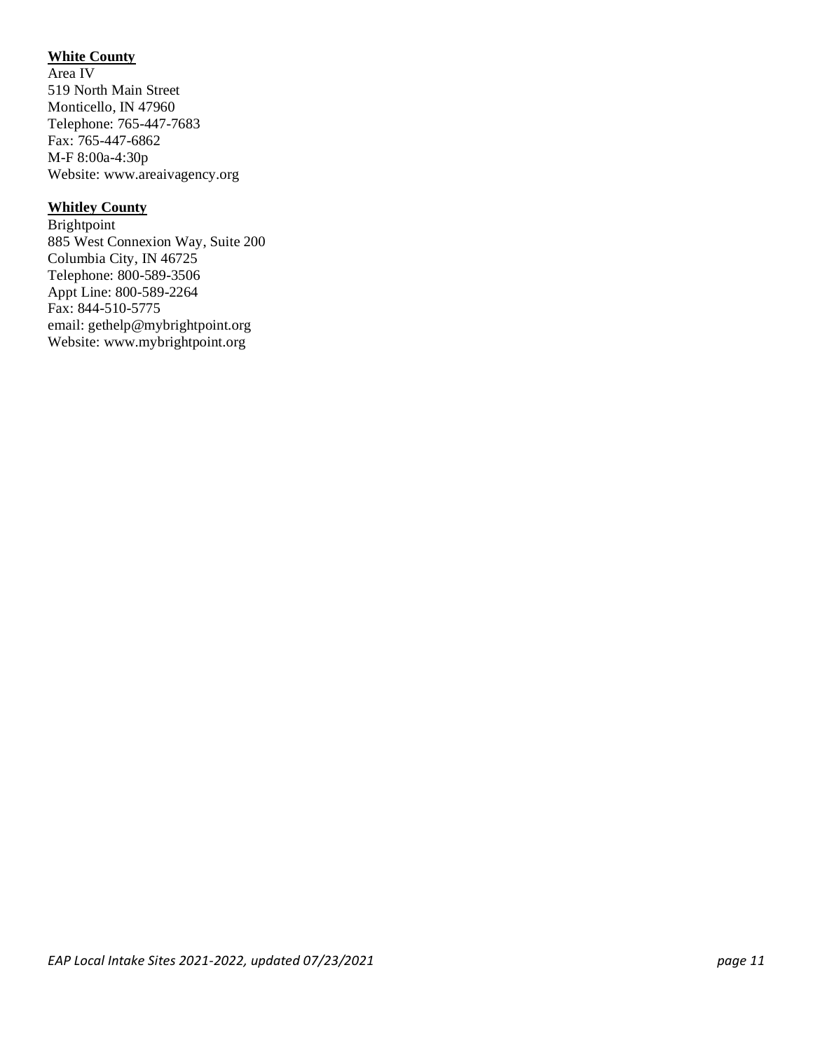**White County**
Area IV
519 North Main Street
Monticello, IN 47960
Telephone: 765-447-7683
Fax: 765-447-6862
M-F 8:00a-4:30p
Website: www.areaivagency.org

**Whitley County**
Brightpoint
885 West Connexion Way, Suite 200
Columbia City, IN 46725
Telephone: 800-589-3506
Appt Line: 800-589-2264
Fax: 844-510-5775
email: gethelp@mybrightpoint.org
Website: www.mybrightpoint.org